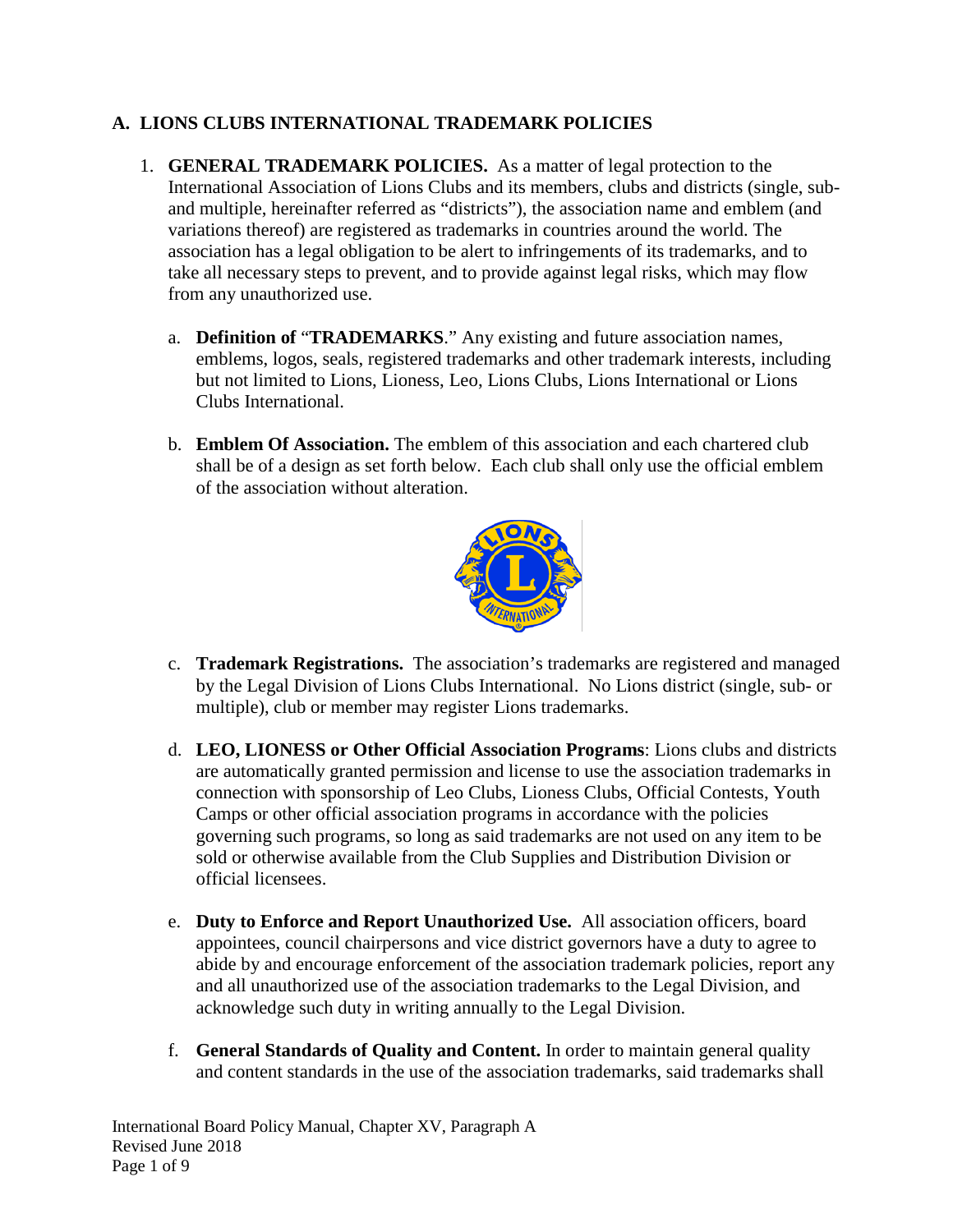## A. LIONS CLUBS INTERNATIONAL TRADEMARK POLICIES

1. **GENERAL TRADEMARK POLICIES.** As a matter of legal protection to the International Association of Lions Clubs and its members, clubs and districts (single, sub- and multiple, hereinafter referred as "districts"), the association name and emblem (and variations thereof) are registered as trademarks in countries around the world. The association has a legal obligation to be alert to infringements of its trademarks, and to take all necessary steps to prevent, and to provide against legal risks, which may flow from any unauthorized use.

   a. **Definition of "TRADEMARKS**." Any existing and future association names, emblems, logos, seals, registered trademarks and other trademark interests, including but not limited to Lions, Lioness, Leo, Lions Clubs, Lions International or Lions Clubs International.

   b. **Emblem Of Association.** The emblem of this association and each chartered club shall be of a design as set forth below. Each club shall only use the official emblem of the association without alteration.

   c. **Trademark Registrations.** The association's trademarks are registered and managed by the Legal Division of Lions Clubs International. No Lions district (single, sub- or multiple), club or member may register Lions trademarks.

   d. **LEO, LIONESS or Other Official Association Programs**: Lions clubs and districts are automatically granted permission and license to use the association trademarks in connection with sponsorship of Leo Clubs, Lioness Clubs, Official Contests, Youth Camps or other official association programs in accordance with the policies governing such programs, so long as said trademarks are not used on any item to be sold or otherwise available from the Club Supplies and Distribution Division or official licensees.

   e. **Duty to Enforce and Report Unauthorized Use.** All association officers, board appointees, council chairpersons and vice district governors have a duty to agree to abide by and encourage enforcement of the association trademark policies, report any and all unauthorized use of the association trademarks to the Legal Division, and acknowledge such duty in writing annually to the Legal Division.

   f. **General Standards of Quality and Content.** In order to maintain general quality and content standards in the use of the association trademarks, said trademarks shall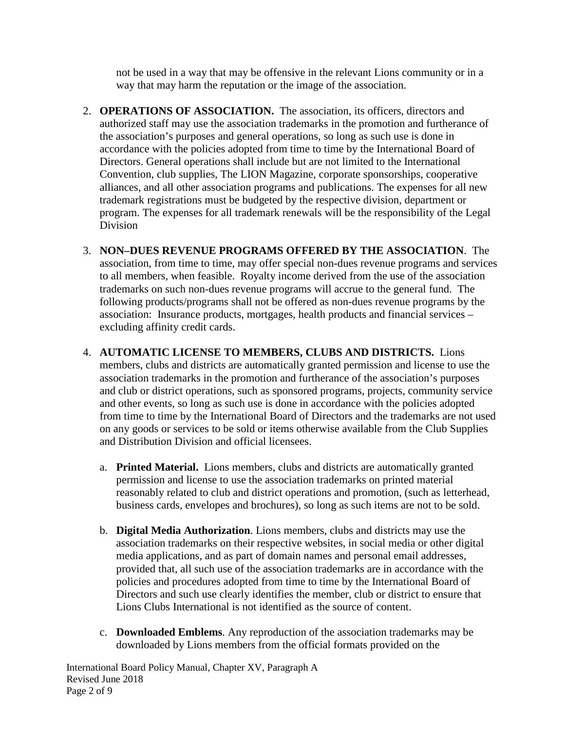not be used in a way that may be offensive in the relevant Lions community or in a way that may harm the reputation or the image of the association.

2. **OPERATIONS OF ASSOCIATION.** The association, its officers, directors and authorized staff may use the association trademarks in the promotion and furtherance of the association's purposes and general operations, so long as such use is done in accordance with the policies adopted from time to time by the International Board of Directors. General operations shall include but are not limited to the International Convention, club supplies, The LION Magazine, corporate sponsorships, cooperative alliances, and all other association programs and publications. The expenses for all new trademark registrations must be budgeted by the respective division, department or program. The expenses for all trademark renewals will be the responsibility of the Legal Division

3. **NON–DUES REVENUE PROGRAMS OFFERED BY THE ASSOCIATION**. The association, from time to time, may offer special non-dues revenue programs and services to all members, when feasible. Royalty income derived from the use of the association trademarks on such non-dues revenue programs will accrue to the general fund. The following products/programs shall not be offered as non-dues revenue programs by the association: Insurance products, mortgages, health products and financial services – excluding affinity credit cards.

4. **AUTOMATIC LICENSE TO MEMBERS, CLUBS AND DISTRICTS.** Lions members, clubs and districts are automatically granted permission and license to use the association trademarks in the promotion and furtherance of the association's purposes and club or district operations, such as sponsored programs, projects, community service and other events, so long as such use is done in accordance with the policies adopted from time to time by the International Board of Directors and the trademarks are not used on any goods or services to be sold or items otherwise available from the Club Supplies and Distribution Division and official licensees.

   a. **Printed Material.** Lions members, clubs and districts are automatically granted permission and license to use the association trademarks on printed material reasonably related to club and district operations and promotion, (such as letterhead, business cards, envelopes and brochures), so long as such items are not to be sold.

   b. **Digital Media Authorization**. Lions members, clubs and districts may use the association trademarks on their respective websites, in social media or other digital media applications, and as part of domain names and personal email addresses, provided that, all such use of the association trademarks are in accordance with the policies and procedures adopted from time to time by the International Board of Directors and such use clearly identifies the member, club or district to ensure that Lions Clubs International is not identified as the source of content.

   c. **Downloaded Emblems**. Any reproduction of the association trademarks may be downloaded by Lions members from the official formats provided on the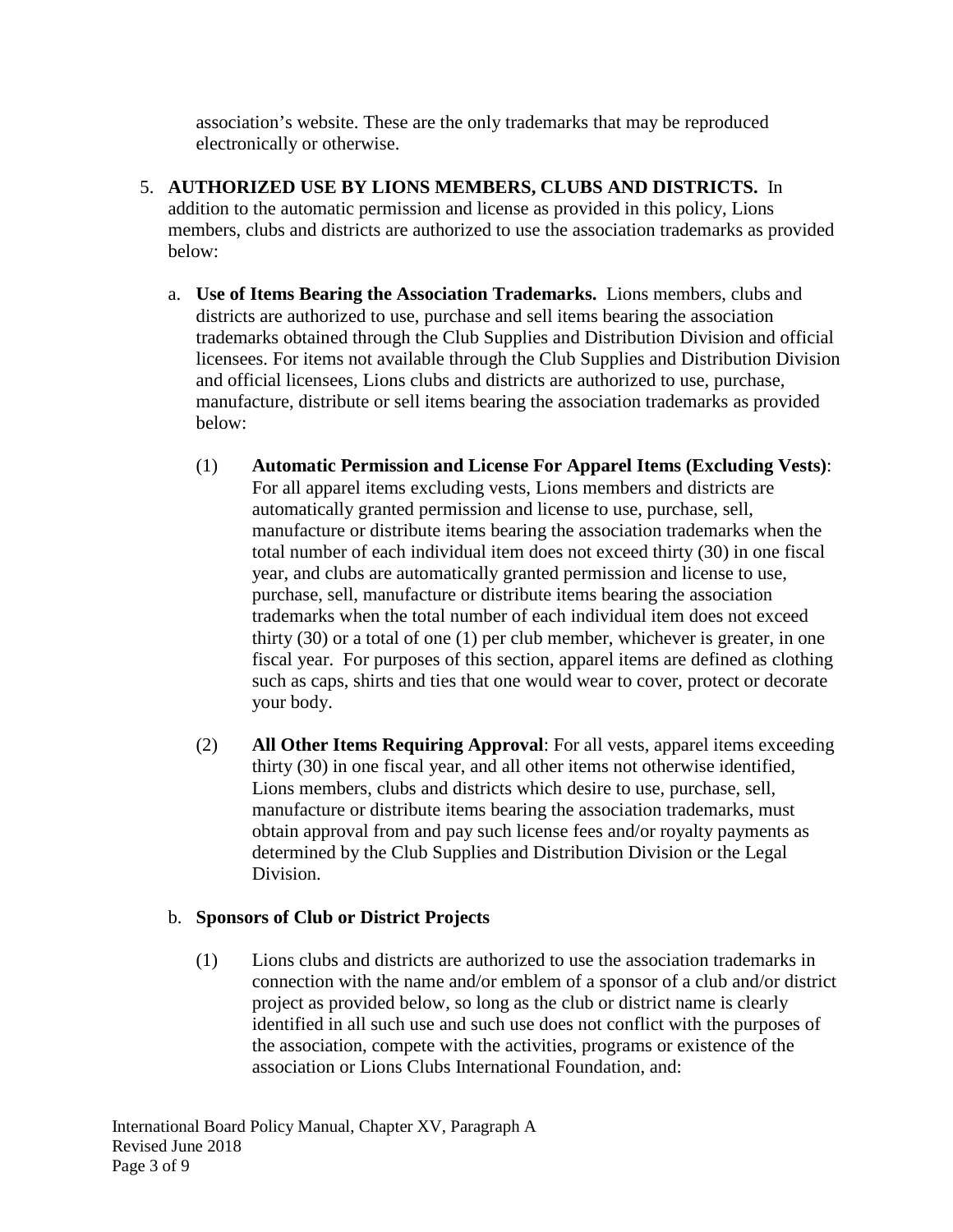association's website. These are the only trademarks that may be reproduced electronically or otherwise.

5. **AUTHORIZED USE BY LIONS MEMBERS, CLUBS AND DISTRICTS.** In addition to the automatic permission and license as provided in this policy, Lions members, clubs and districts are authorized to use the association trademarks as provided below:

   a. **Use of Items Bearing the Association Trademarks.** Lions members, clubs and districts are authorized to use, purchase and sell items bearing the association trademarks obtained through the Club Supplies and Distribution Division and official licensees. For items not available through the Club Supplies and Distribution Division and official licensees, Lions clubs and districts are authorized to use, purchase, manufacture, distribute or sell items bearing the association trademarks as provided below:

      (1) **Automatic Permission and License For Apparel Items (Excluding Vests)**: For all apparel items excluding vests, Lions members and districts are automatically granted permission and license to use, purchase, sell, manufacture or distribute items bearing the association trademarks when the total number of each individual item does not exceed thirty (30) in one fiscal year, and clubs are automatically granted permission and license to use, purchase, sell, manufacture or distribute items bearing the association trademarks when the total number of each individual item does not exceed thirty (30) or a total of one (1) per club member, whichever is greater, in one fiscal year. For purposes of this section, apparel items are defined as clothing such as caps, shirts and ties that one would wear to cover, protect or decorate your body.

      (2) **All Other Items Requiring Approval**: For all vests, apparel items exceeding thirty (30) in one fiscal year, and all other items not otherwise identified, Lions members, clubs and districts which desire to use, purchase, sell, manufacture or distribute items bearing the association trademarks, must obtain approval from and pay such license fees and/or royalty payments as determined by the Club Supplies and Distribution Division or the Legal Division.

   b. **Sponsors of Club or District Projects**

      (1) Lions clubs and districts are authorized to use the association trademarks in connection with the name and/or emblem of a sponsor of a club and/or district project as provided below, so long as the club or district name is clearly identified in all such use and such use does not conflict with the purposes of the association, compete with the activities, programs or existence of the association or Lions Clubs International Foundation, and: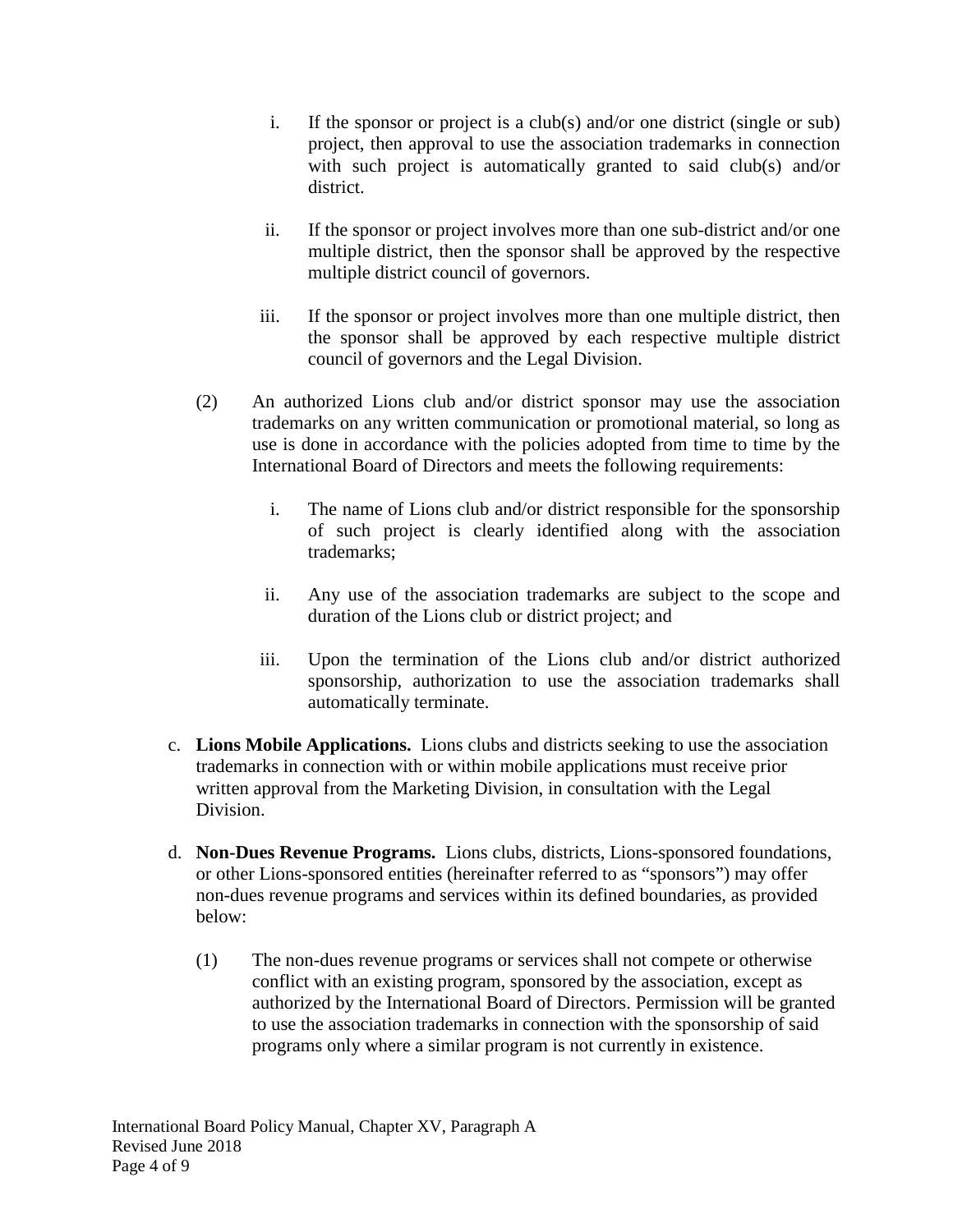i. If the sponsor or project is a club(s) and/or one district (single or sub) project, then approval to use the association trademarks in connection with such project is automatically granted to said club(s) and/or district.

ii. If the sponsor or project involves more than one sub-district and/or one multiple district, then the sponsor shall be approved by the respective multiple district council of governors.

iii. If the sponsor or project involves more than one multiple district, then the sponsor shall be approved by each respective multiple district council of governors and the Legal Division.

(2) An authorized Lions club and/or district sponsor may use the association trademarks on any written communication or promotional material, so long as use is done in accordance with the policies adopted from time to time by the International Board of Directors and meets the following requirements:

i. The name of Lions club and/or district responsible for the sponsorship of such project is clearly identified along with the association trademarks;

ii. Any use of the association trademarks are subject to the scope and duration of the Lions club or district project; and

iii. Upon the termination of the Lions club and/or district authorized sponsorship, authorization to use the association trademarks shall automatically terminate.

c. **Lions Mobile Applications.** Lions clubs and districts seeking to use the association trademarks in connection with or within mobile applications must receive prior written approval from the Marketing Division, in consultation with the Legal Division.

d. **Non-Dues Revenue Programs.** Lions clubs, districts, Lions-sponsored foundations, or other Lions-sponsored entities (hereinafter referred to as "sponsors") may offer non-dues revenue programs and services within its defined boundaries, as provided below:

(1) The non-dues revenue programs or services shall not compete or otherwise conflict with an existing program, sponsored by the association, except as authorized by the International Board of Directors. Permission will be granted to use the association trademarks in connection with the sponsorship of said programs only where a similar program is not currently in existence.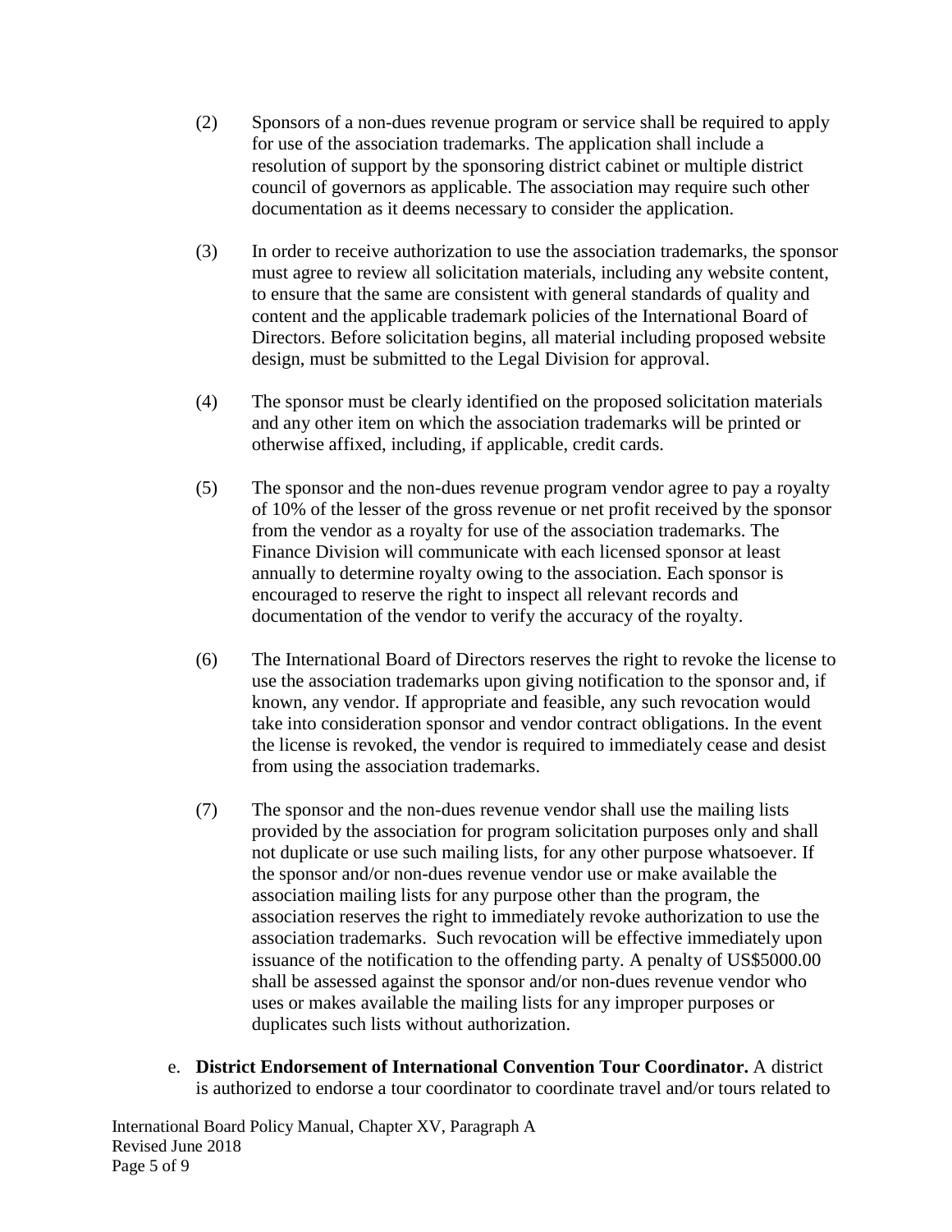(2) Sponsors of a non-dues revenue program or service shall be required to apply for use of the association trademarks. The application shall include a resolution of support by the sponsoring district cabinet or multiple district council of governors as applicable. The association may require such other documentation as it deems necessary to consider the application.

(3) In order to receive authorization to use the association trademarks, the sponsor must agree to review all solicitation materials, including any website content, to ensure that the same are consistent with general standards of quality and content and the applicable trademark policies of the International Board of Directors. Before solicitation begins, all material including proposed website design, must be submitted to the Legal Division for approval.

(4) The sponsor must be clearly identified on the proposed solicitation materials and any other item on which the association trademarks will be printed or otherwise affixed, including, if applicable, credit cards.

(5) The sponsor and the non-dues revenue program vendor agree to pay a royalty of 10% of the lesser of the gross revenue or net profit received by the sponsor from the vendor as a royalty for use of the association trademarks. The Finance Division will communicate with each licensed sponsor at least annually to determine royalty owing to the association. Each sponsor is encouraged to reserve the right to inspect all relevant records and documentation of the vendor to verify the accuracy of the royalty.

(6) The International Board of Directors reserves the right to revoke the license to use the association trademarks upon giving notification to the sponsor and, if known, any vendor. If appropriate and feasible, any such revocation would take into consideration sponsor and vendor contract obligations. In the event the license is revoked, the vendor is required to immediately cease and desist from using the association trademarks.

(7) The sponsor and the non-dues revenue vendor shall use the mailing lists provided by the association for program solicitation purposes only and shall not duplicate or use such mailing lists, for any other purpose whatsoever. If the sponsor and/or non-dues revenue vendor use or make available the association mailing lists for any purpose other than the program, the association reserves the right to immediately revoke authorization to use the association trademarks. Such revocation will be effective immediately upon issuance of the notification to the offending party. A penalty of US$5000.00 shall be assessed against the sponsor and/or non-dues revenue vendor who uses or makes available the mailing lists for any improper purposes or duplicates such lists without authorization.

e. **District Endorsement of International Convention Tour Coordinator.** A district is authorized to endorse a tour coordinator to coordinate travel and/or tours related to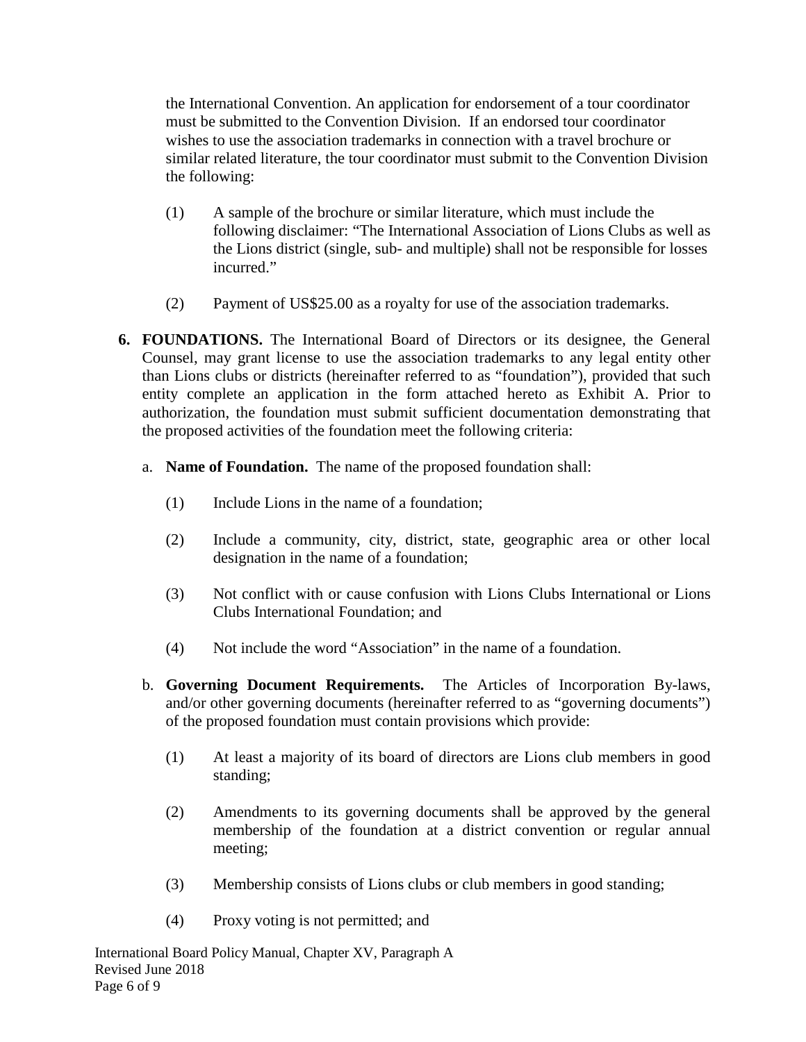the International Convention. An application for endorsement of a tour coordinator must be submitted to the Convention Division. If an endorsed tour coordinator wishes to use the association trademarks in connection with a travel brochure or similar related literature, the tour coordinator must submit to the Convention Division the following:

(1) A sample of the brochure or similar literature, which must include the following disclaimer: "The International Association of Lions Clubs as well as the Lions district (single, sub- and multiple) shall not be responsible for losses incurred."

(2) Payment of US$25.00 as a royalty for use of the association trademarks.

**6. FOUNDATIONS.** The International Board of Directors or its designee, the General Counsel, may grant license to use the association trademarks to any legal entity other than Lions clubs or districts (hereinafter referred to as "foundation"), provided that such entity complete an application in the form attached hereto as Exhibit A. Prior to authorization, the foundation must submit sufficient documentation demonstrating that the proposed activities of the foundation meet the following criteria:

a. **Name of Foundation.** The name of the proposed foundation shall:

(1) Include Lions in the name of a foundation;

(2) Include a community, city, district, state, geographic area or other local designation in the name of a foundation;

(3) Not conflict with or cause confusion with Lions Clubs International or Lions Clubs International Foundation; and

(4) Not include the word "Association" in the name of a foundation.

b. **Governing Document Requirements.** The Articles of Incorporation By-laws, and/or other governing documents (hereinafter referred to as "governing documents") of the proposed foundation must contain provisions which provide:

(1) At least a majority of its board of directors are Lions club members in good standing;

(2) Amendments to its governing documents shall be approved by the general membership of the foundation at a district convention or regular annual meeting;

(3) Membership consists of Lions clubs or club members in good standing;

(4) Proxy voting is not permitted; and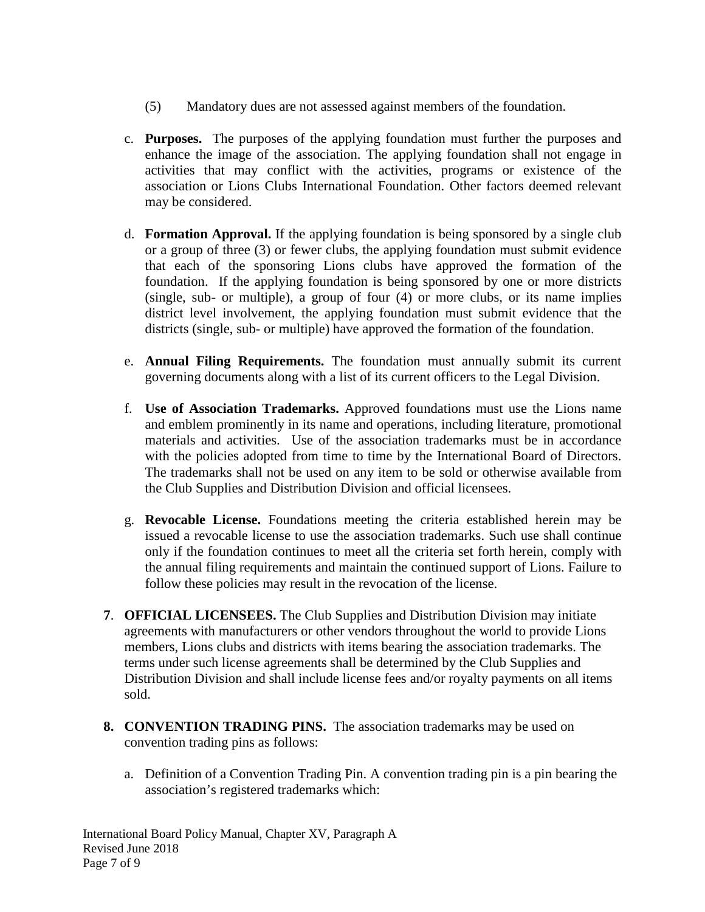(5) Mandatory dues are not assessed against members of the foundation.

c. **Purposes.** The purposes of the applying foundation must further the purposes and enhance the image of the association. The applying foundation shall not engage in activities that may conflict with the activities, programs or existence of the association or Lions Clubs International Foundation. Other factors deemed relevant may be considered.

d. **Formation Approval.** If the applying foundation is being sponsored by a single club or a group of three (3) or fewer clubs, the applying foundation must submit evidence that each of the sponsoring Lions clubs have approved the formation of the foundation. If the applying foundation is being sponsored by one or more districts (single, sub- or multiple), a group of four (4) or more clubs, or its name implies district level involvement, the applying foundation must submit evidence that the districts (single, sub- or multiple) have approved the formation of the foundation.

e. **Annual Filing Requirements.** The foundation must annually submit its current governing documents along with a list of its current officers to the Legal Division.

f. **Use of Association Trademarks.** Approved foundations must use the Lions name and emblem prominently in its name and operations, including literature, promotional materials and activities. Use of the association trademarks must be in accordance with the policies adopted from time to time by the International Board of Directors. The trademarks shall not be used on any item to be sold or otherwise available from the Club Supplies and Distribution Division and official licensees.

g. **Revocable License.** Foundations meeting the criteria established herein may be issued a revocable license to use the association trademarks. Such use shall continue only if the foundation continues to meet all the criteria set forth herein, comply with the annual filing requirements and maintain the continued support of Lions. Failure to follow these policies may result in the revocation of the license.

**7. OFFICIAL LICENSEES.** The Club Supplies and Distribution Division may initiate agreements with manufacturers or other vendors throughout the world to provide Lions members, Lions clubs and districts with items bearing the association trademarks. The terms under such license agreements shall be determined by the Club Supplies and Distribution Division and shall include license fees and/or royalty payments on all items sold.

**8. CONVENTION TRADING PINS.** The association trademarks may be used on convention trading pins as follows:

a. Definition of a Convention Trading Pin. A convention trading pin is a pin bearing the association's registered trademarks which: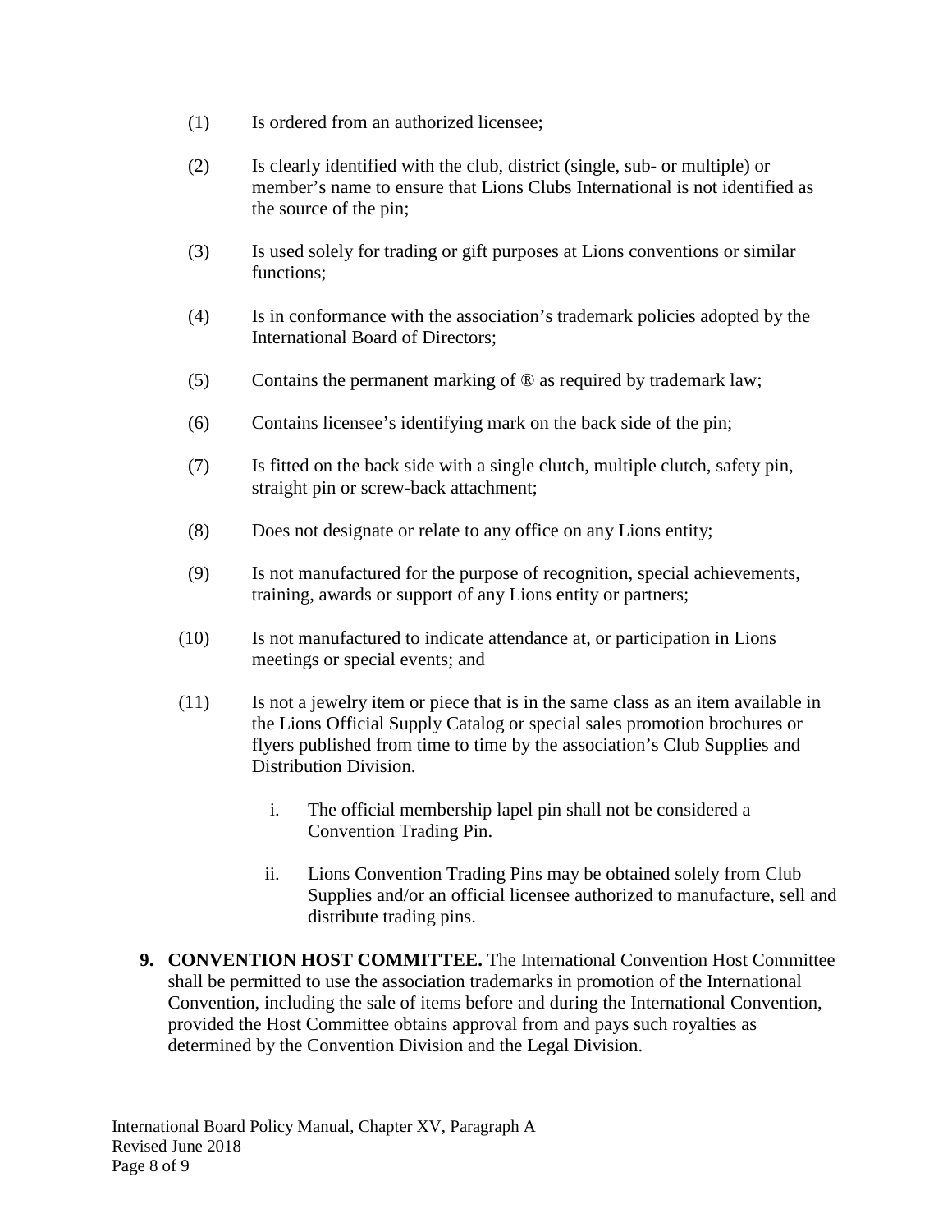(1) Is ordered from an authorized licensee;

(2) Is clearly identified with the club, district (single, sub- or multiple) or member's name to ensure that Lions Clubs International is not identified as the source of the pin;

(3) Is used solely for trading or gift purposes at Lions conventions or similar functions;

(4) Is in conformance with the association's trademark policies adopted by the International Board of Directors;

(5) Contains the permanent marking of ® as required by trademark law;

(6) Contains licensee's identifying mark on the back side of the pin;

(7) Is fitted on the back side with a single clutch, multiple clutch, safety pin, straight pin or screw-back attachment;

(8) Does not designate or relate to any office on any Lions entity;

(9) Is not manufactured for the purpose of recognition, special achievements, training, awards or support of any Lions entity or partners;

(10) Is not manufactured to indicate attendance at, or participation in Lions meetings or special events; and

(11) Is not a jewelry item or piece that is in the same class as an item available in the Lions Official Supply Catalog or special sales promotion brochures or flyers published from time to time by the association's Club Supplies and Distribution Division.

i. The official membership lapel pin shall not be considered a Convention Trading Pin.

ii. Lions Convention Trading Pins may be obtained solely from Club Supplies and/or an official licensee authorized to manufacture, sell and distribute trading pins.

9. **CONVENTION HOST COMMITTEE.** The International Convention Host Committee shall be permitted to use the association trademarks in promotion of the International Convention, including the sale of items before and during the International Convention, provided the Host Committee obtains approval from and pays such royalties as determined by the Convention Division and the Legal Division.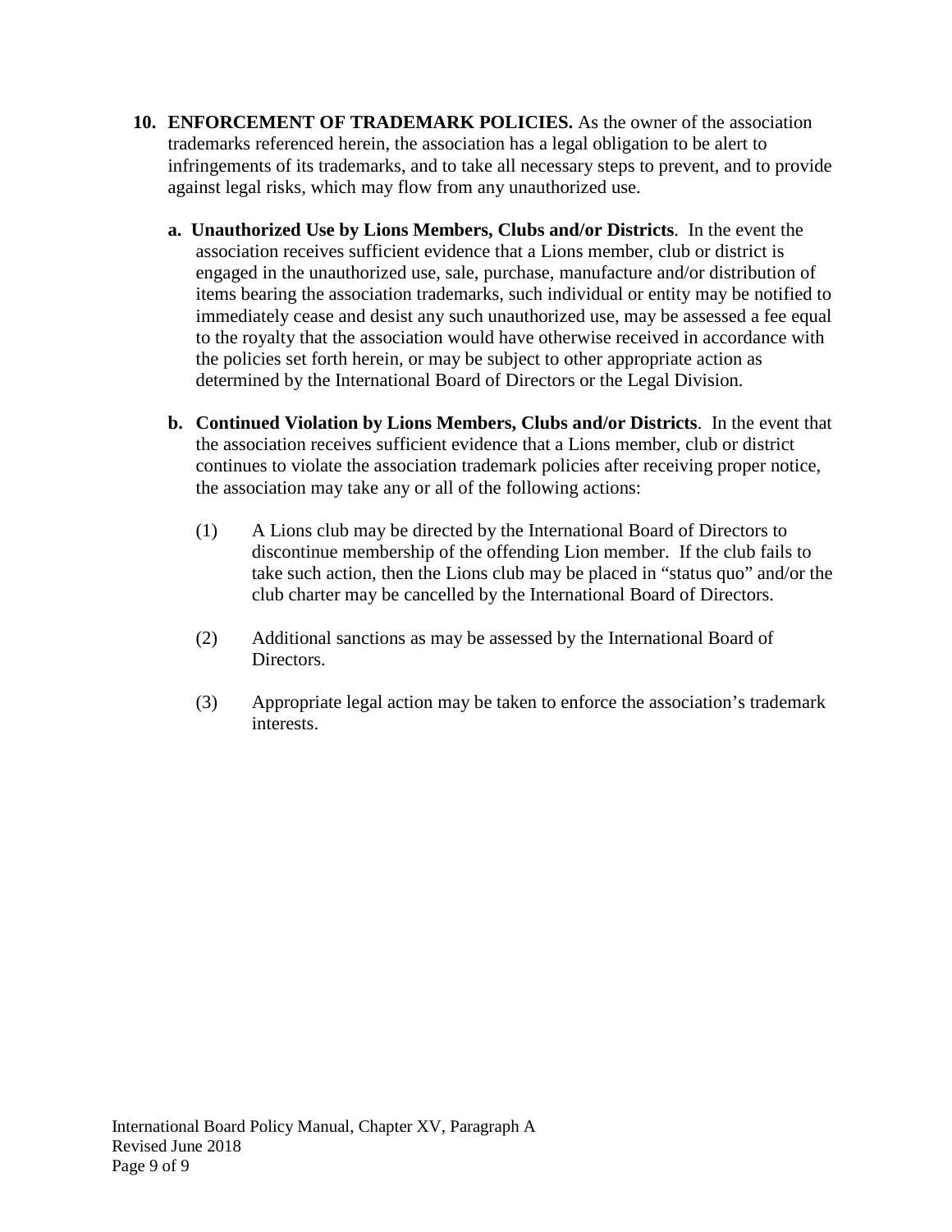10. **ENFORCEMENT OF TRADEMARK POLICIES.** As the owner of the association trademarks referenced herein, the association has a legal obligation to be alert to infringements of its trademarks, and to take all necessary steps to prevent, and to provide against legal risks, which may flow from any unauthorized use.

    a. **Unauthorized Use by Lions Members, Clubs and/or Districts**. In the event the association receives sufficient evidence that a Lions member, club or district is engaged in the unauthorized use, sale, purchase, manufacture and/or distribution of items bearing the association trademarks, such individual or entity may be notified to immediately cease and desist any such unauthorized use, may be assessed a fee equal to the royalty that the association would have otherwise received in accordance with the policies set forth herein, or may be subject to other appropriate action as determined by the International Board of Directors or the Legal Division.

    b. **Continued Violation by Lions Members, Clubs and/or Districts**. In the event that the association receives sufficient evidence that a Lions member, club or district continues to violate the association trademark policies after receiving proper notice, the association may take any or all of the following actions:

        (1) A Lions club may be directed by the International Board of Directors to discontinue membership of the offending Lion member. If the club fails to take such action, then the Lions club may be placed in "status quo" and/or the club charter may be cancelled by the International Board of Directors.

        (2) Additional sanctions as may be assessed by the International Board of Directors.

        (3) Appropriate legal action may be taken to enforce the association's trademark interests.